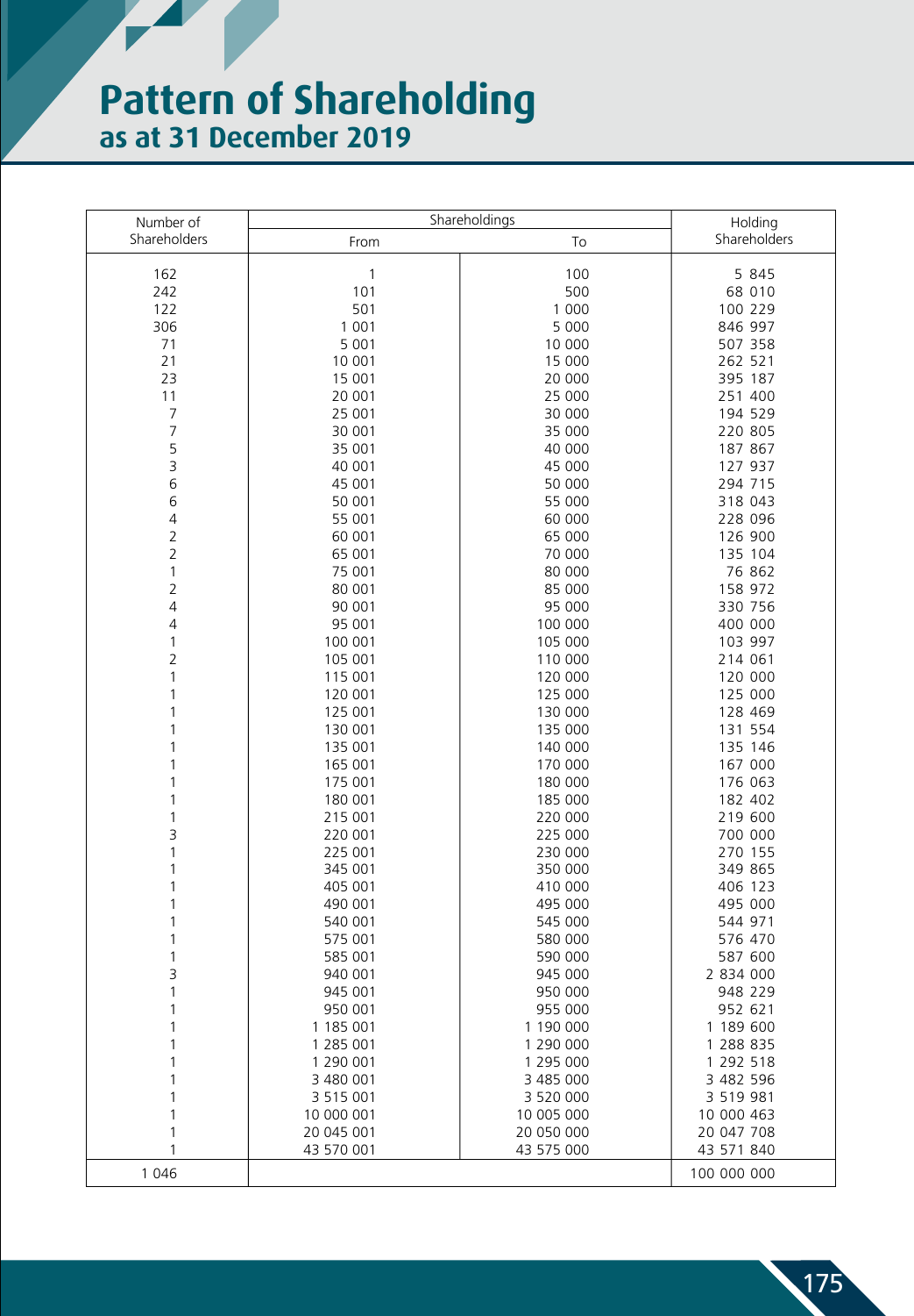# Pattern of Shareholding
## as at 31 December 2019

| Number of Shareholders | Shareholdings | | Holding Shareholders |
|---|---|---|---|
| | From | To | |
| 162 | 1 | 100 | 5 845 |
| 242 | 101 | 500 | 68 010 |
| 122 | 501 | 1 000 | 100 229 |
| 306 | 1 001 | 5 000 | 846 997 |
| 71 | 5 001 | 10 000 | 507 358 |
| 21 | 10 001 | 15 000 | 262 521 |
| 23 | 15 001 | 20 000 | 395 187 |
| 11 | 20 001 | 25 000 | 251 400 |
| 7 | 25 001 | 30 000 | 194 529 |
| 7 | 30 001 | 35 000 | 220 805 |
| 5 | 35 001 | 40 000 | 187 867 |
| 3 | 40 001 | 45 000 | 127 937 |
| 6 | 45 001 | 50 000 | 294 715 |
| 6 | 50 001 | 55 000 | 318 043 |
| 4 | 55 001 | 60 000 | 228 096 |
| 2 | 60 001 | 65 000 | 126 900 |
| 2 | 65 001 | 70 000 | 135 104 |
| 1 | 75 001 | 80 000 | 76 862 |
| 2 | 80 001 | 85 000 | 158 972 |
| 4 | 90 001 | 95 000 | 330 756 |
| 4 | 95 001 | 100 000 | 400 000 |
| 1 | 100 001 | 105 000 | 103 997 |
| 2 | 105 001 | 110 000 | 214 061 |
| 1 | 115 001 | 120 000 | 120 000 |
| 1 | 120 001 | 125 000 | 125 000 |
| 1 | 125 001 | 130 000 | 128 469 |
| 1 | 130 001 | 135 000 | 131 554 |
| 1 | 135 001 | 140 000 | 135 146 |
| 1 | 165 001 | 170 000 | 167 000 |
| 1 | 175 001 | 180 000 | 176 063 |
| 1 | 180 001 | 185 000 | 182 402 |
| 1 | 215 001 | 220 000 | 219 600 |
| 3 | 220 001 | 225 000 | 700 000 |
| 1 | 225 001 | 230 000 | 270 155 |
| 1 | 345 001 | 350 000 | 349 865 |
| 1 | 405 001 | 410 000 | 406 123 |
| 1 | 490 001 | 495 000 | 495 000 |
| 1 | 540 001 | 545 000 | 544 971 |
| 1 | 575 001 | 580 000 | 576 470 |
| 1 | 585 001 | 590 000 | 587 600 |
| 3 | 940 001 | 945 000 | 2 834 000 |
| 1 | 945 001 | 950 000 | 948 229 |
| 1 | 950 001 | 955 000 | 952 621 |
| 1 | 1 185 001 | 1 190 000 | 1 189 600 |
| 1 | 1 285 001 | 1 290 000 | 1 288 835 |
| 1 | 1 290 001 | 1 295 000 | 1 292 518 |
| 1 | 3 480 001 | 3 485 000 | 3 482 596 |
| 1 | 3 515 001 | 3 520 000 | 3 519 981 |
| 1 | 10 000 001 | 10 005 000 | 10 000 463 |
| 1 | 20 045 001 | 20 050 000 | 20 047 708 |
| 1 | 43 570 001 | 43 575 000 | 43 571 840 |
| 1 046 | | | 100 000 000 |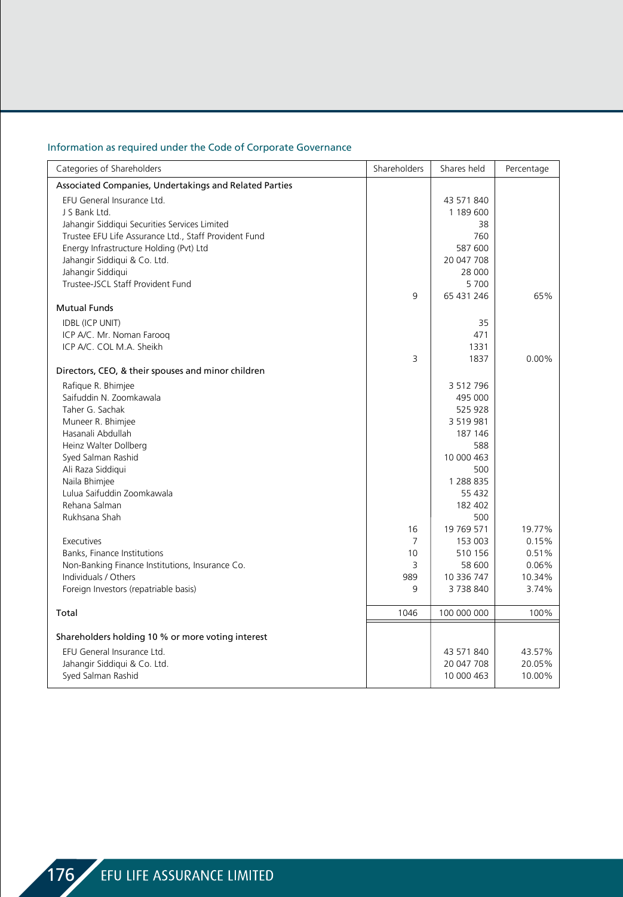## Information as required under the Code of Corporate Governance

| Categories of Shareholders | Shareholders | Shares held | Percentage |
|---|---|---|---|
| **Associated Companies, Undertakings and Related Parties** | | | |
| EFU General Insurance Ltd. | | 43 571 840 | |
| J S Bank Ltd. | | 1 189 600 | |
| Jahangir Siddiqui Securities Services Limited | | 38 | |
| Trustee EFU Life Assurance Ltd., Staff Provident Fund | | 760 | |
| Energy Infrastructure Holding (Pvt) Ltd | | 587 600 | |
| Jahangir Siddiqui & Co. Ltd. | | 20 047 708 | |
| Jahangir Siddiqui | | 28 000 | |
| Trustee-JSCL Staff Provident Fund | | 5 700 | |
| | 9 | 65 431 246 | 65% |
| **Mutual Funds** | | | |
| IDBL (ICP UNIT) | | 35 | |
| ICP A/C. Mr. Noman Farooq | | 471 | |
| ICP A/C. COL M.A. Sheikh | | 1331 | |
| | 3 | 1837 | 0.00% |
| **Directors, CEO, & their spouses and minor children** | | | |
| Rafique R. Bhimjee | | 3 512 796 | |
| Saifuddin N. Zoomkawala | | 495 000 | |
| Taher G. Sachak | | 525 928 | |
| Muneer R. Bhimjee | | 3 519 981 | |
| Hasanali Abdullah | | 187 146 | |
| Heinz Walter Dollberg | | 588 | |
| Syed Salman Rashid | | 10 000 463 | |
| Ali Raza Siddiqui | | 500 | |
| Naila Bhimjee | | 1 288 835 | |
| Lulua Saifuddin Zoomkawala | | 55 432 | |
| Rehana Salman | | 182 402 | |
| Rukhsana Shah | | 500 | |
| | 16 | 19 769 571 | 19.77% |
| Executives | 7 | 153 003 | 0.15% |
| Banks, Finance Institutions | 10 | 510 156 | 0.51% |
| Non-Banking Finance Institutions, Insurance Co. | 3 | 58 600 | 0.06% |
| Individuals / Others | 989 | 10 336 747 | 10.34% |
| Foreign Investors (repatriable basis) | 9 | 3 738 840 | 3.74% |
| **Total** | 1046 | 100 000 000 | 100% |
| **Shareholders holding 10 % or more voting interest** | | | |
| EFU General Insurance Ltd. | | 43 571 840 | 43.57% |
| Jahangir Siddiqui & Co. Ltd. | | 20 047 708 | 20.05% |
| Syed Salman Rashid | | 10 000 463 | 10.00% |